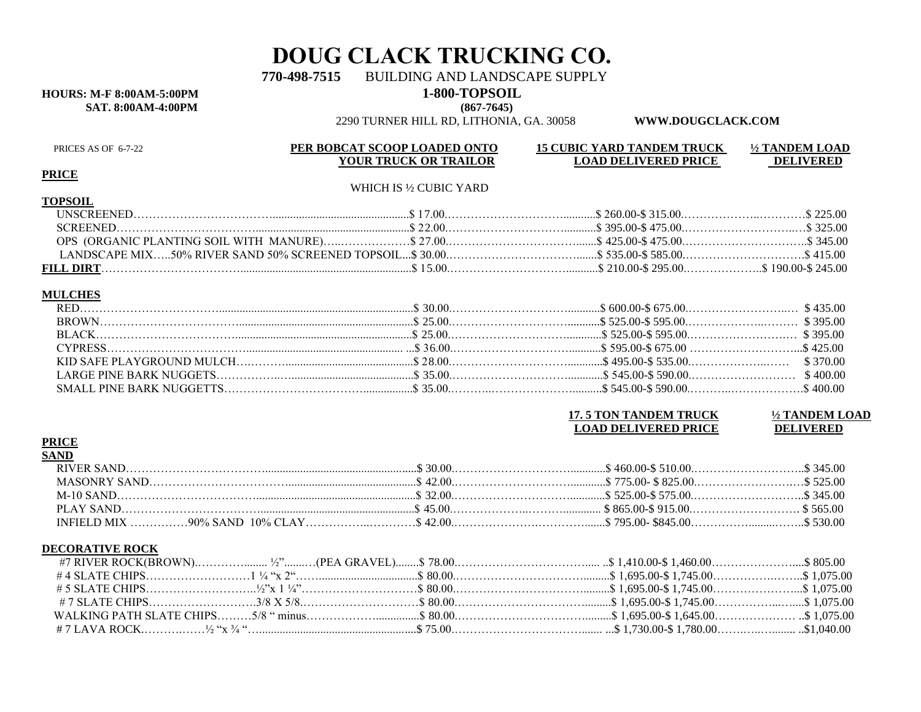# DOUG CLACK TRUCKING CO.

**770-498-7515** BUILDING AND LANDSCAPE SUPPLY

**HOURS: M-F 8:00AM-5:00PM**
**SAT. 8:00AM-4:00PM**

**1-800-TOPSOIL**
**(867-7645)**

2290 TURNER HILL RD, LITHONIA, GA. 30058 **WWW.DOUGCLACK.COM**

PRICES AS OF 6-7-22

| **PRICE** | **PER BOBCAT SCOOP LOADED ONTO YOUR TRUCK OR TRAILOR** WHICH IS ½ CUBIC YARD | **15 CUBIC YARD TANDEM TRUCK LOAD DELIVERED PRICE** | **½ TANDEM LOAD DELIVERED** |
|---|---|---|---|
| **TOPSOIL** | | | |
| UNSCREENED | $ 17.00 | $ 260.00-$ 315.00 | $ 225.00 |
| SCREENED | $ 22.00 | $ 395.00-$ 475.00 | $ 325.00 |
| OPS (ORGANIC PLANTING SOIL WITH MANURE) | $ 27.00 | $ 425.00-$ 475.00 | $ 345.00 |
| LANDSCAPE MIX…..50% RIVER SAND 50% SCREENED TOPSOIL | $ 30.00 | $ 535.00-$ 585.00 | $ 415.00 |
| **FILL DIRT** | $ 15.00 | $ 210.00-$ 295.00 | $ 190.00-$ 245.00 |
| **MULCHES** | | | |
| RED | $ 30.00 | $ 600.00-$ 675.00 | $ 435.00 |
| BROWN | $ 25.00 | $ 525.00-$ 595.00 | $ 395.00 |
| BLACK | $ 25.00 | $ 525.00-$ 595.00 | $ 395.00 |
| CYPRESS | $ 36.00 | $ 595.00-$ 675.00 | $ 425.00 |
| KID SAFE PLAYGROUND MULCH | $ 28.00 | $ 495.00-$ 535.00 | $ 370.00 |
| LARGE PINE BARK NUGGETS | $ 35.00 | $ 545.00-$ 590.00 | $ 400.00 |
| SMALL PINE BARK NUGGETTS | $ 35.00 | $ 545.00-$ 590.00 | $ 400.00 |

| **PRICE** | | **17. 5 TON TANDEM TRUCK LOAD DELIVERED PRICE** | **½ TANDEM LOAD DELIVERED** |
|---|---|---|---|
| **SAND** | | | |
| RIVER SAND | $ 30.00 | $ 460.00-$ 510.00 | $ 345.00 |
| MASONRY SAND | $ 42.00 | $ 775.00- $ 825.00 | $ 525.00 |
| M-10 SAND | $ 32.00 | $ 525.00-$ 575.00 | $ 345.00 |
| PLAY SAND | $ 45.00 | $ 865.00-$ 915.00 | $ 565.00 |
| INFIELD MIX ……………90% SAND 10% CLAY | $ 42.00 | $ 795.00- $845.00 | $ 530.00 |
| **DECORATIVE ROCK** | | | |
| #7 RIVER ROCK(BROWN)……….... ½"……(PEA GRAVEL) | $ 78.00 | $ 1,410.00-$ 1,460.00 | $ 805.00 |
| # 4 SLATE CHIPS………………1 ¼ "x 2" | $ 80.00 | $ 1,695.00-$ 1,745.00 | $ 1,075.00 |
| # 5 SLATE CHIPS………………½"x 1 ¼" | $ 80.00 | $ 1,695.00-$ 1,745.00 | $ 1,075.00 |
| # 7 SLATE CHIPS………………3/8 X 5/8 | $ 80.00 | $ 1,695.00-$ 1,745.00 | $ 1,075.00 |
| WALKING PATH SLATE CHIPS………5/8 " minus | $ 80.00 | $ 1,695.00-$ 1,645.00 | $ 1,075.00 |
| # 7 LAVA ROCK………….½ "x ¾ " | $ 75.00 | $ 1,730.00-$ 1,780.00 | $1,040.00 |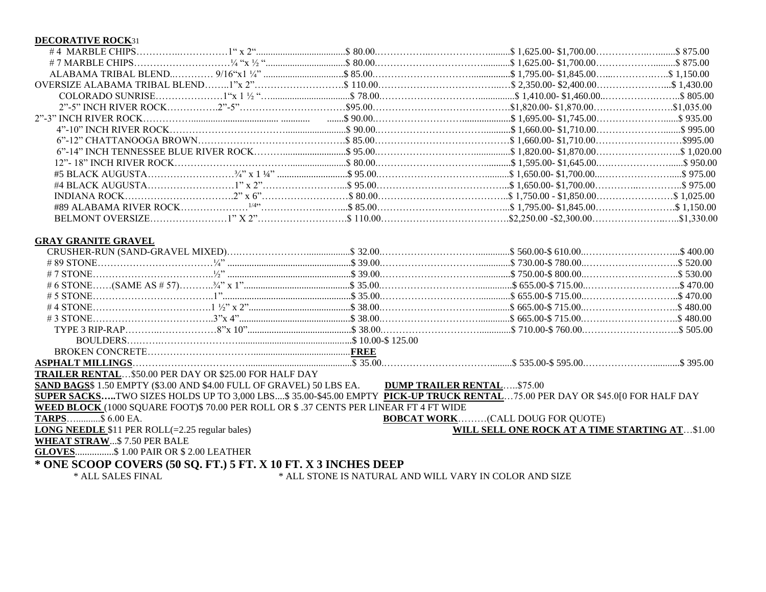**DECORATIVE ROCK**31

| | | | | |
|---|---|---|---|---|
| # 4 MARBLE CHIPS | 1" x 2" | $ 80.00 | $ 1,625.00- $1,700.00 | $ 875.00 |
| # 7 MARBLE CHIPS | ¼ "x ½ " | $ 80.00 | $ 1,625.00- $1,700.00 | $ 875.00 |
| ALABAMA TRIBAL BLEND | 9/16"x1 ¼" | $ 85.00 | $ 1,795.00- $1,845.00 | $ 1,150.00 |
| OVERSIZE ALABAMA TRIBAL BLEND | 1"x 2" | $ 110.00 | $ 2,350.00- $2,400.00 | $ 1,430.00 |
| COLORADO SUNRISE | 1"x 1 ½ " | $ 78.00 | $ 1,410.00- $1,460.00 | $ 805.00 |
| 2"-5" INCH RIVER ROCK | 2"-5" | $95.00 | $1,820.00- $1,870.00 | $1,035.00 |
| 2"-3" INCH RIVER ROCK | | $ 90.00 | $ 1,695.00- $1,745.00 | $ 935.00 |
| 4"-10" INCH RIVER ROCK | | $ 90.00 | $ 1,660.00- $1,710.00 | $ 995.00 |
| 6"-12" CHATTANOOGA BROWN | | $ 85.00 | $ 1,660.00- $1,710.00 | $995.00 |
| 6"-14" INCH TENNESSEE BLUE RIVER ROCK | | $ 95.00 | $ 1,820.00- $1,870.00 | $ 1,020.00 |
| 12"- 18" INCH RIVER ROCK | | $ 80.00 | $ 1,595.00- $1,645.00 | $ 950.00 |
| #5 BLACK AUGUSTA | ¾" x 1 ¼" | $ 95.00 | $ 1,650.00- $1,700.00 | $ 975.00 |
| #4 BLACK AUGUSTA | 1" x 2" | $ 95.00 | $ 1,650.00- $1,700.00 | $ 975.00 |
| INDIANA ROCK | 2" x 6" | $ 80.00 | $ 1,750.00 - $1,850.00 | $ 1,025.00 |
| #89 ALABAMA RIVER ROCK | 1/4" | $ 85.00 | $ 1,795.00- $1,845.00 | $ 1,150.00 |
| BELMONT OVERSIZE | 1" X 2" | $ 110.00 | $2,250.00 -$2,300.00 | $1,330.00 |

**GRAY GRANITE GRAVEL**

| | | | | |
|---|---|---|---|---|
| CRUSHER-RUN (SAND-GRAVEL MIXED) | | $ 32.00 | $ 560.00-$ 610.00 | $ 400.00 |
| # 89 STONE | ¼" | $ 39.00 | $ 730.00-$ 780.00 | $ 520.00 |
| # 7 STONE | ½" | $ 39.00 | $ 750.00-$ 800.00 | $ 530.00 |
| # 6 STONE……(SAME AS # 57) | ¾" x 1" | $ 35.00 | $ 655.00-$ 715.00 | $ 470.00 |
| # 5 STONE | 1" | $ 35.00 | $ 655.00-$ 715.00 | $ 470.00 |
| # 4 STONE | 1 ½" x 2" | $ 38.00 | $ 665.00-$ 715.00 | $ 480.00 |
| # 3 STONE | 3"x 4" | $ 38.00 | $ 665.00-$ 715.00 | $ 480.00 |
| TYPE 3 RIP-RAP | 8"x 10" | $ 38.00 | $ 710.00-$ 760.00 | $ 505.00 |
| BOULDERS | | $ 10.00-$ 125.00 | | |
| BROKEN CONCRETE | | **FREE** | | |
| **ASPHALT MILLINGS** | | $ 35.00 | $ 535.00-$ 595.00 | $ 395.00 |

**TRAILER RENTAL**…$50.00 PER DAY OR $25.00 FOR HALF DAY

**SAND BAGS**$ 1.50 EMPTY ($3.00 AND $4.00 FULL OF GRAVEL) 50 LBS EA. **DUMP TRAILER RENTAL**…..$75.00

**SUPER SACKS…..**TWO SIZES HOLDS UP TO 3,000 LBS....$ 35.00-$45.00 EMPTY **PICK-UP TRUCK RENTAL**…75.00 PER DAY OR $45.0[0 FOR HALF DAY

**WEED BLOCK** (1000 SQUARE FOOT)$ 70.00 PER ROLL OR $ .37 CENTS PER LINEAR FT 4 FT WIDE

**TARPS**…..........$ 6.00 EA. **BOBCAT WORK**………(CALL DOUG FOR QUOTE)

**LONG NEEDLE** $11 PER ROLL(=2.25 regular bales) **WILL SELL ONE ROCK AT A TIME STARTING AT**…$1.00

**WHEAT STRAW**...$ 7.50 PER BALE

**GLOVES**................$ 1.00 PAIR OR $ 2.00 LEATHER

**\* ONE SCOOP COVERS (50 SQ. FT.) 5 FT. X 10 FT. X 3 INCHES DEEP**

\* ALL SALES FINAL  \* ALL STONE IS NATURAL AND WILL VARY IN COLOR AND SIZE